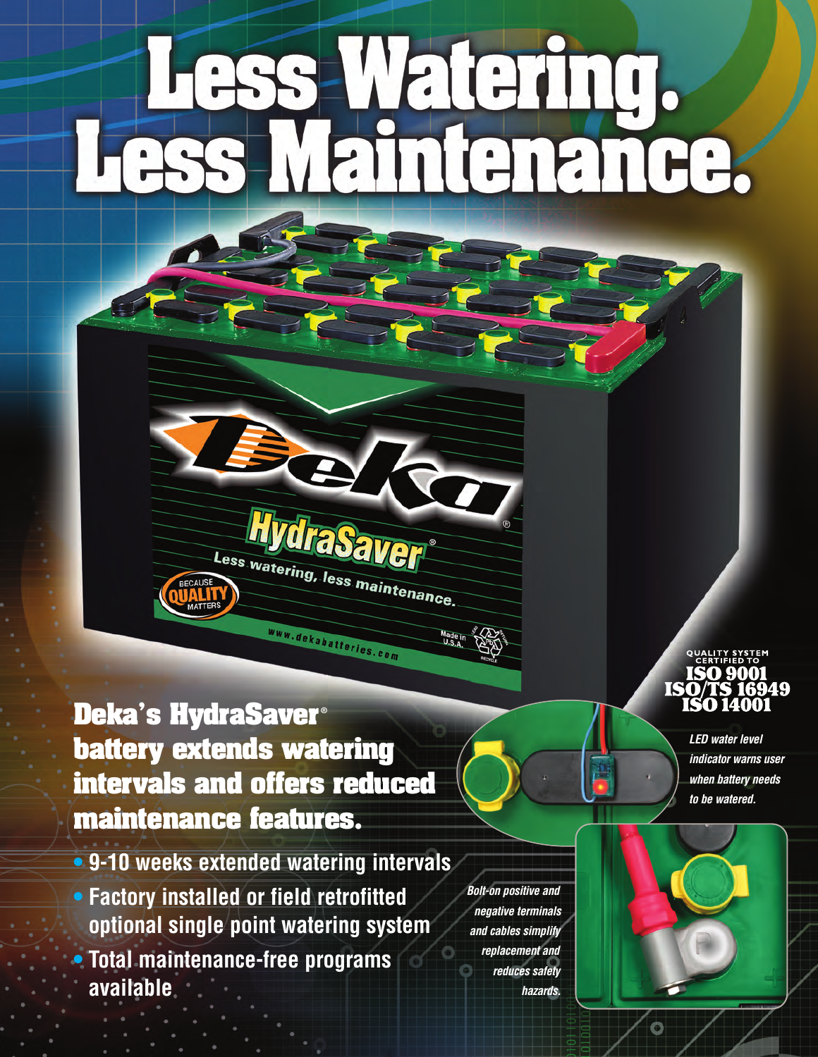# Less Watering. Less Maintenance.

## Deka's HydraSaver® battery extends watering intervals and offers reduced maintenance features.

- 9-10 weeks extended watering intervals
- Factory installed or field retrofitted optional single point watering system
- Total maintenance-free programs available

QUALITY SYSTEM CERTIFIED TO
ISO 9001
ISO/TS 16949
ISO 14001

*LED water level indicator warns user when battery needs to be watered.*

*Bolt-on positive and negative terminals and cables simplify replacement and reduces safety hazards.*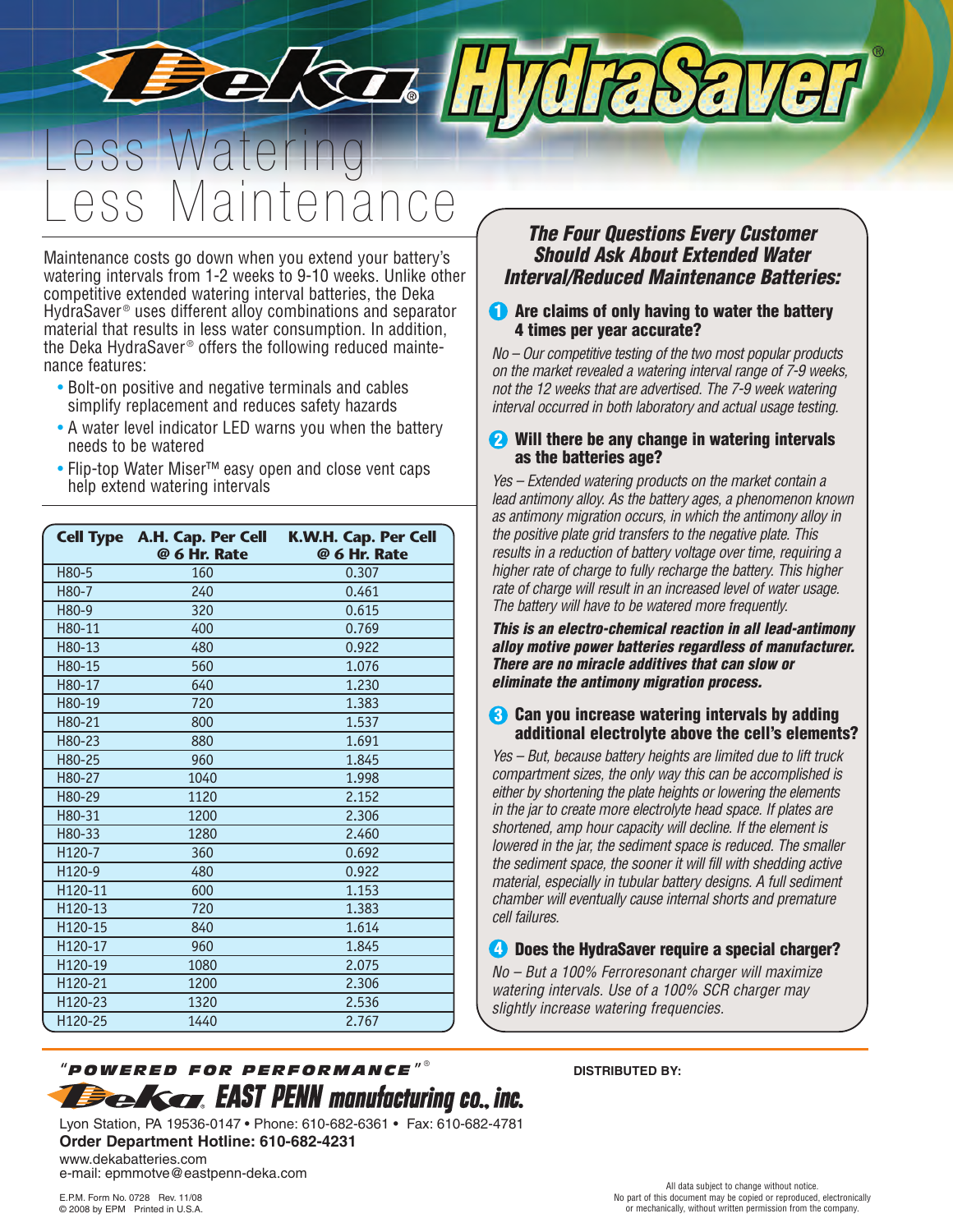# Deka HydraSaver®

# Less Watering Less Maintenance

Maintenance costs go down when you extend your battery's watering intervals from 1-2 weeks to 9-10 weeks. Unlike other competitive extended watering interval batteries, the Deka HydraSaver® uses different alloy combinations and separator material that results in less water consumption. In addition, the Deka HydraSaver® offers the following reduced maintenance features:

- Bolt-on positive and negative terminals and cables simplify replacement and reduces safety hazards
- A water level indicator LED warns you when the battery needs to be watered
- Flip-top Water Miser™ easy open and close vent caps help extend watering intervals

| Cell Type | A.H. Cap. Per Cell @ 6 Hr. Rate | K.W.H. Cap. Per Cell @ 6 Hr. Rate |
|---|---|---|
| H80-5 | 160 | 0.307 |
| H80-7 | 240 | 0.461 |
| H80-9 | 320 | 0.615 |
| H80-11 | 400 | 0.769 |
| H80-13 | 480 | 0.922 |
| H80-15 | 560 | 1.076 |
| H80-17 | 640 | 1.230 |
| H80-19 | 720 | 1.383 |
| H80-21 | 800 | 1.537 |
| H80-23 | 880 | 1.691 |
| H80-25 | 960 | 1.845 |
| H80-27 | 1040 | 1.998 |
| H80-29 | 1120 | 2.152 |
| H80-31 | 1200 | 2.306 |
| H80-33 | 1280 | 2.460 |
| H120-7 | 360 | 0.692 |
| H120-9 | 480 | 0.922 |
| H120-11 | 600 | 1.153 |
| H120-13 | 720 | 1.383 |
| H120-15 | 840 | 1.614 |
| H120-17 | 960 | 1.845 |
| H120-19 | 1080 | 2.075 |
| H120-21 | 1200 | 2.306 |
| H120-23 | 1320 | 2.536 |
| H120-25 | 1440 | 2.767 |

## *The Four Questions Every Customer Should Ask About Extended Water Interval/Reduced Maintenance Batteries:*

### 1 Are claims of only having to water the battery 4 times per year accurate?

*No – Our competitive testing of the two most popular products on the market revealed a watering interval range of 7-9 weeks, not the 12 weeks that are advertised. The 7-9 week watering interval occurred in both laboratory and actual usage testing.*

### 2 Will there be any change in watering intervals as the batteries age?

*Yes – Extended watering products on the market contain a lead antimony alloy. As the battery ages, a phenomenon known as antimony migration occurs, in which the antimony alloy in the positive plate grid transfers to the negative plate. This results in a reduction of battery voltage over time, requiring a higher rate of charge to fully recharge the battery. This higher rate of charge will result in an increased level of water usage. The battery will have to be watered more frequently.*

***This is an electro-chemical reaction in all lead-antimony alloy motive power batteries regardless of manufacturer. There are no miracle additives that can slow or eliminate the antimony migration process.***

### 3 Can you increase watering intervals by adding additional electrolyte above the cell's elements?

*Yes – But, because battery heights are limited due to lift truck compartment sizes, the only way this can be accomplished is either by shortening the plate heights or lowering the elements in the jar to create more electrolyte head space. If plates are shortened, amp hour capacity will decline. If the element is lowered in the jar, the sediment space is reduced. The smaller the sediment space, the sooner it will fill with shedding active material, especially in tubular battery designs. A full sediment chamber will eventually cause internal shorts and premature cell failures.*

### 4 Does the HydraSaver require a special charger?

*No – But a 100% Ferroresonant charger will maximize watering intervals. Use of a 100% SCR charger may slightly increase watering frequencies.*

---

*"POWERED FOR PERFORMANCE"®*

**Deka EAST PENN manufacturing co., inc.**

Lyon Station, PA 19536-0147 • Phone: 610-682-6361 • Fax: 610-682-4781

**Order Department Hotline: 610-682-4231**

www.dekabatteries.com

e-mail: epmmotve@eastpenn-deka.com

**DISTRIBUTED BY:**

E.P.M. Form No. 0728 Rev. 11/08
© 2008 by EPM Printed in U.S.A.

All data subject to change without notice.
No part of this document may be copied or reproduced, electronically or mechanically, without written permission from the company.